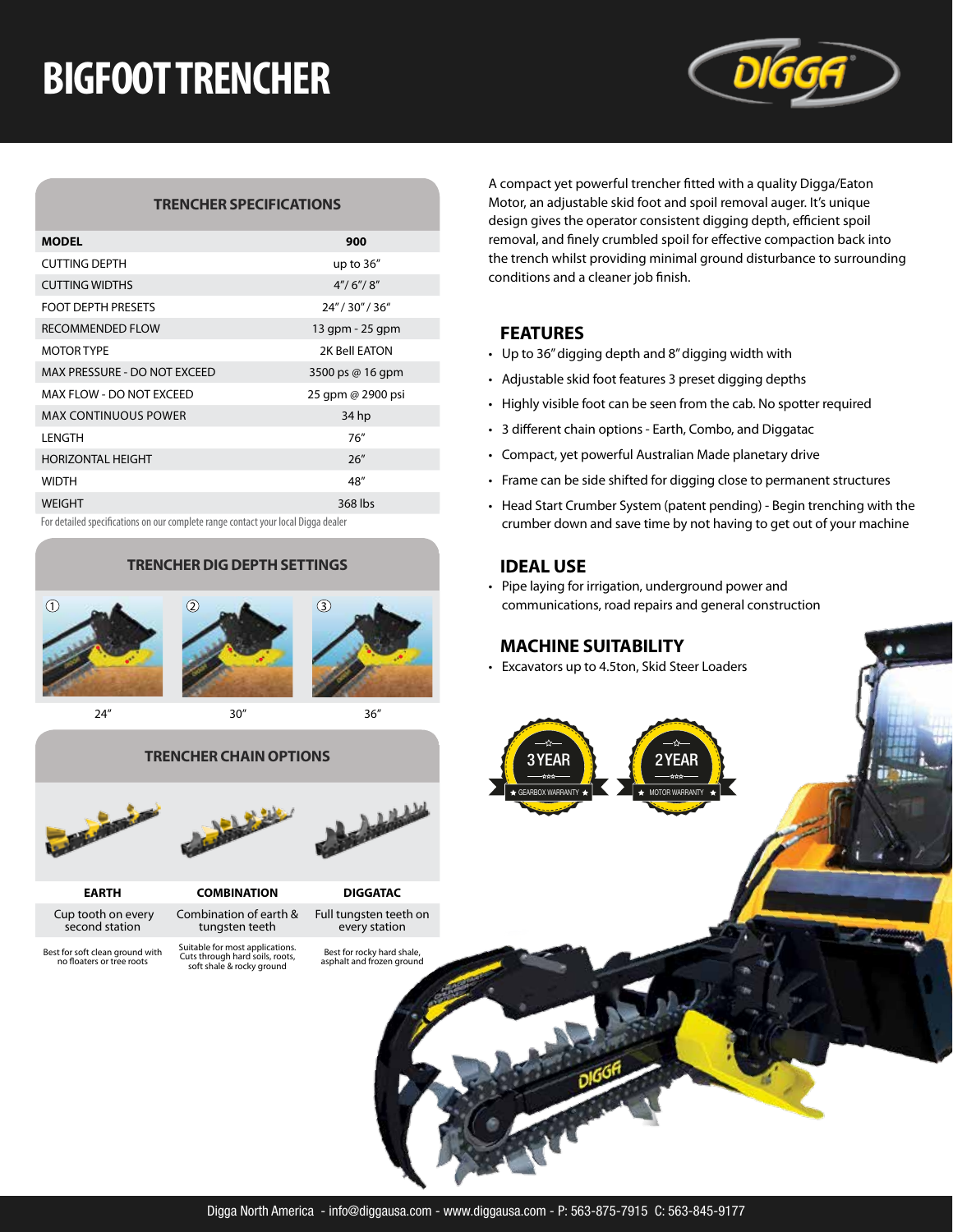# BIGFOOT TRENCHER

DIGGA

## TRENCHER SPECIFICATIONS

| MODEL | 900 |
| --- | --- |
| CUTTING DEPTH | up to 36" |
| CUTTING WIDTHS | 4"/ 6"/ 8" |
| FOOT DEPTH PRESETS | 24" / 30" / 36" |
| RECOMMENDED FLOW | 13 gpm - 25 gpm |
| MOTOR TYPE | 2K Bell EATON |
| MAX PRESSURE - DO NOT EXCEED | 3500 ps @ 16 gpm |
| MAX FLOW - DO NOT EXCEED | 25 gpm @ 2900 psi |
| MAX CONTINUOUS POWER | 34 hp |
| LENGTH | 76" |
| HORIZONTAL HEIGHT | 26" |
| WIDTH | 48" |
| WEIGHT | 368 lbs |

For detailed specifications on our complete range contact your local Digga dealer

## TRENCHER DIG DEPTH SETTINGS

| ① | ② | ③ |
| --- | --- | --- |
| 24" | 30" | 36" |

## TRENCHER CHAIN OPTIONS

| EARTH | COMBINATION | DIGGATAC |
| --- | --- | --- |
| Cup tooth on every second station | Combination of earth & tungsten teeth | Full tungsten teeth on every station |
| Best for soft clean ground with no floaters or tree roots | Suitable for most applications. Cuts through hard soils, roots, soft shale & rocky ground | Best for rocky hard shale, asphalt and frozen ground |

A compact yet powerful trencher fitted with a quality Digga/Eaton Motor, an adjustable skid foot and spoil removal auger. It's unique design gives the operator consistent digging depth, efficient spoil removal, and finely crumbled spoil for effective compaction back into the trench whilst providing minimal ground disturbance to surrounding conditions and a cleaner job finish.

## FEATURES

- Up to 36" digging depth and 8" digging width with
- Adjustable skid foot features 3 preset digging depths
- Highly visible foot can be seen from the cab. No spotter required
- 3 different chain options - Earth, Combo, and Diggatac
- Compact, yet powerful Australian Made planetary drive
- Frame can be side shifted for digging close to permanent structures
- Head Start Crumber System (patent pending) - Begin trenching with the crumber down and save time by not having to get out of your machine

## IDEAL USE

- Pipe laying for irrigation, underground power and communications, road repairs and general construction

## MACHINE SUITABILITY

- Excavators up to 4.5ton, Skid Steer Loaders

3 YEAR GEARBOX WARRANTY

2 YEAR MOTOR WARRANTY

Digga North America - info@diggausa.com - www.diggausa.com - P: 563-875-7915 C: 563-845-9177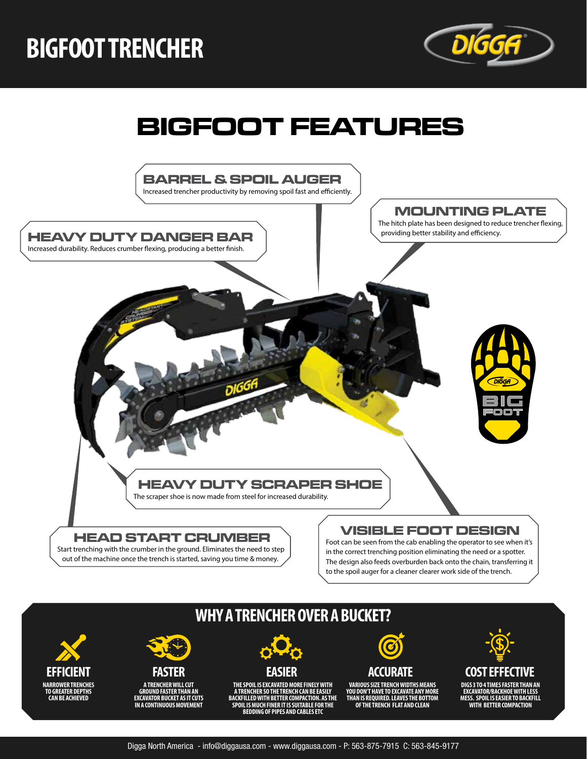# BIGFOOT TRENCHER

## BIGFOOT FEATURES

### BARREL & SPOIL AUGER
Increased trencher productivity by removing spoil fast and efficiently.

### MOUNTING PLATE
The hitch plate has been designed to reduce trencher flexing, providing better stability and efficiency.

### HEAVY DUTY DANGER BAR
Increased durability. Reduces crumber flexing, producing a better finish.

### HEAVY DUTY SCRAPER SHOE
The scraper shoe is now made from steel for increased durability.

### HEAD START CRUMBER
Start trenching with the crumber in the ground. Eliminates the need to step out of the machine once the trench is started, saving you time & money.

### VISIBLE FOOT DESIGN
Foot can be seen from the cab enabling the operator to see when it's in the correct trenching position eliminating the need or a spotter. The design also feeds overburden back onto the chain, transferring it to the spoil auger for a cleaner clearer work side of the trench.

## WHY A TRENCHER OVER A BUCKET?

**EFFICIENT**
NARROWER TRENCHES TO GREATER DEPTHS CAN BE ACHIEVED

**FASTER**
A TRENCHER WILL CUT GROUND FASTER THAN AN EXCAVATOR BUCKET AS IT CUTS IN A CONTINUOUS MOVEMENT

**EASIER**
THE SPOIL IS EXCAVATED MORE FINELY WITH A TRENCHER SO THE TRENCH CAN BE EASILY BACKFILLED WITH BETTER COMPACTION. AS THE SPOIL IS MUCH FINER IT IS SUITABLE FOR THE BEDDING OF PIPES AND CABLES ETC

**ACCURATE**
VARIOUS SIZE TRENCH WIDTHS MEANS YOU DON'T HAVE TO EXCAVATE ANY MORE THAN IS REQUIRED. LEAVES THE BOTTOM OF THE TRENCH FLAT AND CLEAN

**COST EFFECTIVE**
DIGS 3 TO 4 TIMES FASTER THAN AN EXCAVATOR/BACKHOE WITH LESS MESS. SPOIL IS EASIER TO BACKFILL WITH BETTER COMPACTION

Digga North America - info@diggausa.com - www.diggausa.com - P: 563-875-7915 C: 563-845-9177